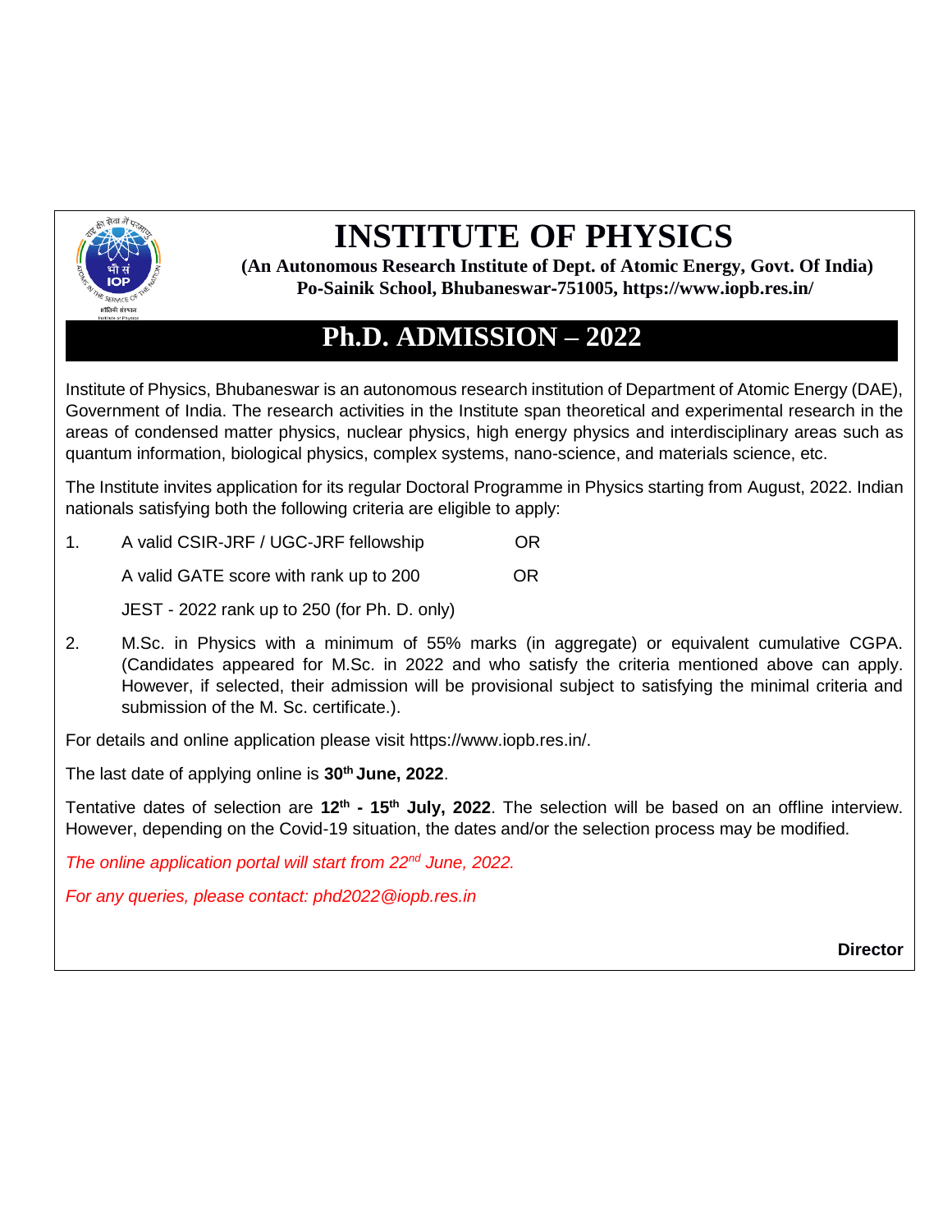# INSTITUTE OF PHYSICS

**(An Autonomous Research Institute of Dept. of Atomic Energy, Govt. Of India)**
**Po-Sainik School, Bhubaneswar-751005, https://www.iopb.res.in/**

## Ph.D. ADMISSION – 2022

Institute of Physics, Bhubaneswar is an autonomous research institution of Department of Atomic Energy (DAE), Government of India. The research activities in the Institute span theoretical and experimental research in the areas of condensed matter physics, nuclear physics, high energy physics and interdisciplinary areas such as quantum information, biological physics, complex systems, nano-science, and materials science, etc.

The Institute invites application for its regular Doctoral Programme in Physics starting from August, 2022. Indian nationals satisfying both the following criteria are eligible to apply:

1. A valid CSIR-JRF / UGC-JRF fellowship OR

   A valid GATE score with rank up to 200 OR

   JEST - 2022 rank up to 250 (for Ph. D. only)

2. M.Sc. in Physics with a minimum of 55% marks (in aggregate) or equivalent cumulative CGPA. (Candidates appeared for M.Sc. in 2022 and who satisfy the criteria mentioned above can apply. However, if selected, their admission will be provisional subject to satisfying the minimal criteria and submission of the M. Sc. certificate.).

For details and online application please visit https://www.iopb.res.in/.

The last date of applying online is **30th June, 2022**.

Tentative dates of selection are **12th - 15th July, 2022**. The selection will be based on an offline interview. However, depending on the Covid-19 situation, the dates and/or the selection process may be modified.

*The online application portal will start from 22nd June, 2022.*

*For any queries, please contact: phd2022@iopb.res.in*

**Director**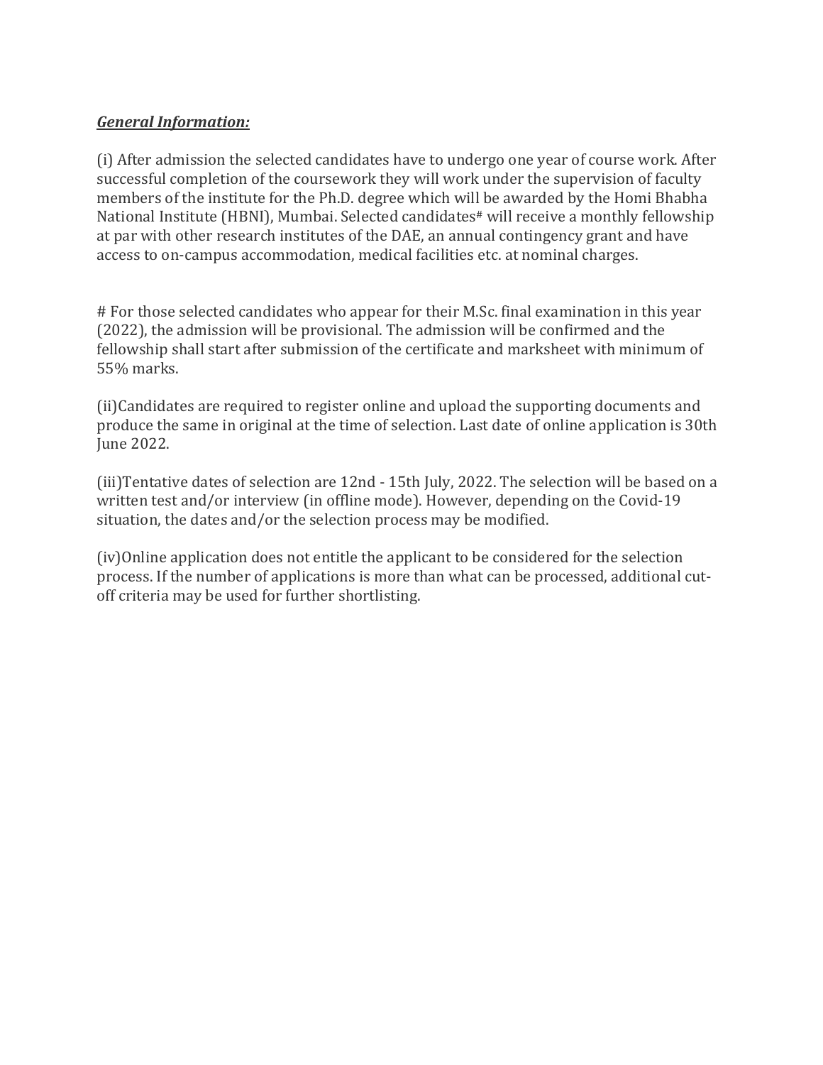***General Information:***

(i) After admission the selected candidates have to undergo one year of course work. After successful completion of the coursework they will work under the supervision of faculty members of the institute for the Ph.D. degree which will be awarded by the Homi Bhabha National Institute (HBNI), Mumbai. Selected candidates# will receive a monthly fellowship at par with other research institutes of the DAE, an annual contingency grant and have access to on-campus accommodation, medical facilities etc. at nominal charges.

# For those selected candidates who appear for their M.Sc. final examination in this year (2022), the admission will be provisional. The admission will be confirmed and the fellowship shall start after submission of the certificate and marksheet with minimum of 55% marks.

(ii)Candidates are required to register online and upload the supporting documents and produce the same in original at the time of selection. Last date of online application is 30th June 2022.

(iii)Tentative dates of selection are 12nd - 15th July, 2022. The selection will be based on a written test and/or interview (in offline mode). However, depending on the Covid-19 situation, the dates and/or the selection process may be modified.

(iv)Online application does not entitle the applicant to be considered for the selection process. If the number of applications is more than what can be processed, additional cut-off criteria may be used for further shortlisting.